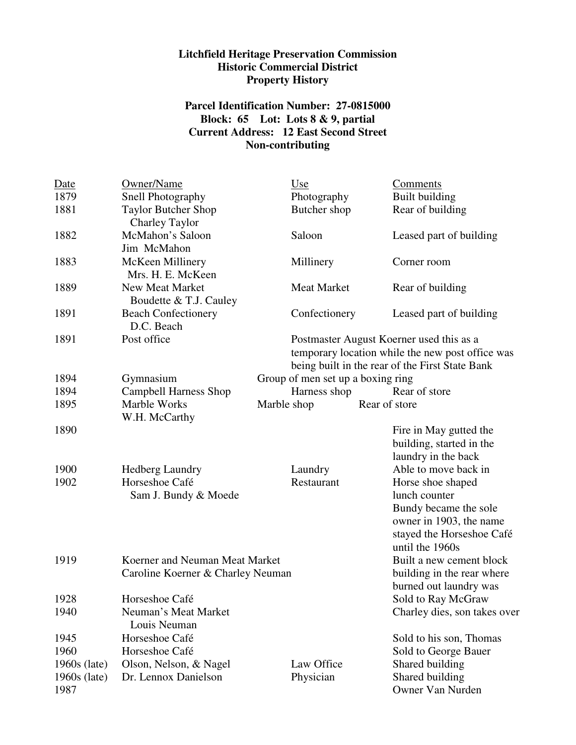**Litchfield Heritage Preservation Commission**
**Historic Commercial District**
**Property History**

**Parcel Identification Number: 27-0815000**
**Block: 65 Lot: Lots 8 & 9, partial**
**Current Address: 12 East Second Street**
**Non-contributing**

| Date | Owner/Name | Use | Comments |
|---|---|---|---|
| 1879 | Snell Photography | Photography | Built building |
| 1881 | Taylor Butcher Shop<br>Charley Taylor | Butcher shop | Rear of building |
| 1882 | McMahon's Saloon<br>Jim McMahon | Saloon | Leased part of building |
| 1883 | McKeen Millinery<br>Mrs. H. E. McKeen | Millinery | Corner room |
| 1889 | New Meat Market<br>Boudette & T.J. Cauley | Meat Market | Rear of building |
| 1891 | Beach Confectionery<br>D.C. Beach | Confectionery | Leased part of building |
| 1891 | Post office | Postmaster August Koerner used this as a temporary location while the new post office was being built in the rear of the First State Bank | |
| 1894 | Gymnasium | Group of men set up a boxing ring | |
| 1894 | Campbell Harness Shop | Harness shop | Rear of store |
| 1895 | Marble Works<br>W.H. McCarthy | Marble shop | Rear of store |
| 1890 | | | Fire in May gutted the building, started in the laundry in the back |
| 1900 | Hedberg Laundry | Laundry | Able to move back in |
| 1902 | Horseshoe Café<br>Sam J. Bundy & Moede | Restaurant | Horse shoe shaped lunch counter<br>Bundy became the sole owner in 1903, the name stayed the Horseshoe Café until the 1960s |
| 1919 | Koerner and Neuman Meat Market<br>Caroline Koerner & Charley Neuman | | Built a new cement block building in the rear where burned out laundry was |
| 1928 | Horseshoe Café | | Sold to Ray McGraw |
| 1940 | Neuman's Meat Market<br>Louis Neuman | | Charley dies, son takes over |
| 1945 | Horseshoe Café | | Sold to his son, Thomas |
| 1960 | Horseshoe Café | | Sold to George Bauer |
| 1960s (late) | Olson, Nelson, & Nagel | Law Office | Shared building |
| 1960s (late) | Dr. Lennox Danielson | Physician | Shared building |
| 1987 | | | Owner Van Nurden |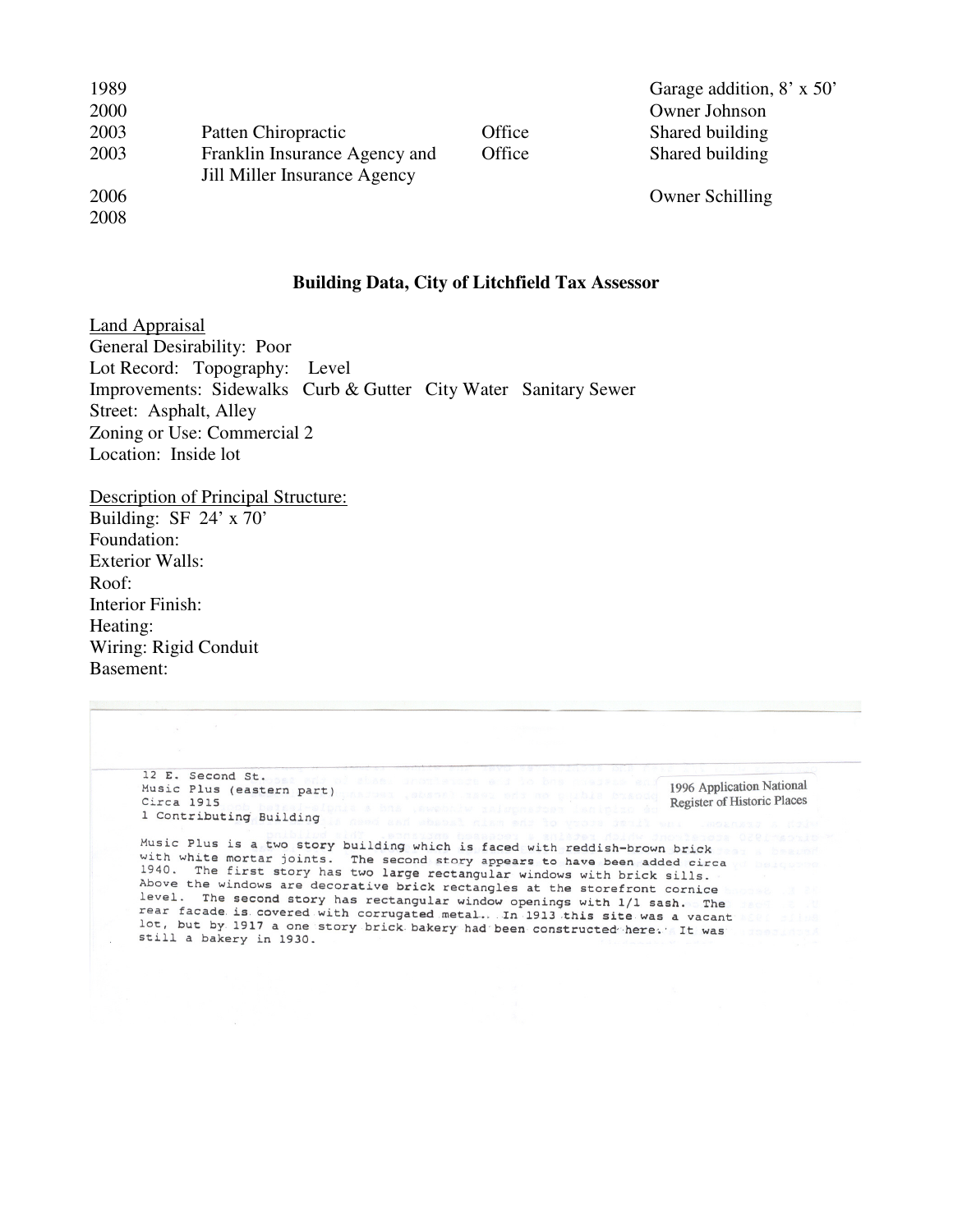| | | | |
|---|---|---|---|
| 1989 | | | Garage addition, 8' x 50' |
| 2000 | | | Owner Johnson |
| 2003 | Patten Chiropractic | Office | Shared building |
| 2003 | Franklin Insurance Agency and Jill Miller Insurance Agency | Office | Shared building |
| 2006 | | | Owner Schilling |
| 2008 | | | |

## Building Data, City of Litchfield Tax Assessor

Land Appraisal
General Desirability: Poor
Lot Record: Topography: Level
Improvements: Sidewalks Curb & Gutter City Water Sanitary Sewer
Street: Asphalt, Alley
Zoning or Use: Commercial 2
Location: Inside lot

Description of Principal Structure:
Building: SF 24' x 70'
Foundation:
Exterior Walls:
Roof:
Interior Finish:
Heating:
Wiring: Rigid Conduit
Basement:

1996 Application National Register of Historic Places

12 E. Second St.
Music Plus (eastern part)
Circa 1915
1 Contributing Building

Music Plus is a two story building which is faced with reddish-brown brick with white mortar joints. The second story appears to have been added circa 1940. The first story has two large rectangular windows with brick sills. Above the windows are decorative brick rectangles at the storefront cornice level. The second story has rectangular window openings with 1/1 sash. The rear facade is covered with corrugated metal. In 1913 this site was a vacant lot, but by 1917 a one story brick bakery had been constructed here. It was still a bakery in 1930.